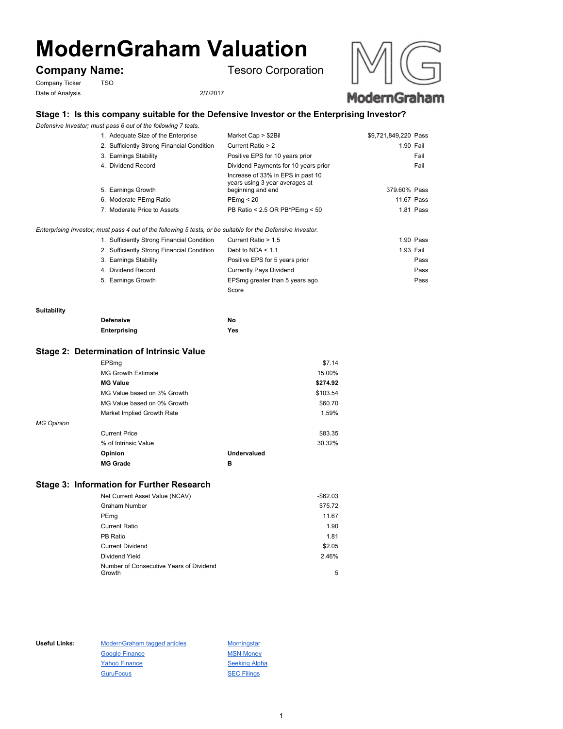# ModernGraham Valuation

## Company Name: Tesoro Corporation

Company Ticker TSO

Date of Analysis 2/7/2017

### Stage 1: Is this company suitable for the Defensive Investor or the Enterprising Investor?

*Defensive Investor; must pass 6 out of the following 7 tests.*

| Test | Criteria | Value | Result |
|---|---|---|---|
| 1. Adequate Size of the Enterprise | Market Cap > $2Bil | $9,721,849,220 | Pass |
| 2. Sufficiently Strong Financial Condition | Current Ratio > 2 | 1.90 | Fail |
| 3. Earnings Stability | Positive EPS for 10 years prior | | Fail |
| 4. Dividend Record | Dividend Payments for 10 years prior | | Fail |
| 5. Earnings Growth | Increase of 33% in EPS in past 10 years using 3 year averages at beginning and end | 379.60% | Pass |
| 6. Moderate PEmg Ratio | PEmg < 20 | 11.67 | Pass |
| 7. Moderate Price to Assets | PB Ratio < 2.5 OR PB*PEmg < 50 | 1.81 | Pass |

*Enterprising Investor; must pass 4 out of the following 5 tests, or be suitable for the Defensive Investor.*

| Test | Criteria | Value | Result |
|---|---|---|---|
| 1. Sufficiently Strong Financial Condition | Current Ratio > 1.5 | 1.90 | Pass |
| 2. Sufficiently Strong Financial Condition | Debt to NCA < 1.1 | 1.93 | Fail |
| 3. Earnings Stability | Positive EPS for 5 years prior | | Pass |
| 4. Dividend Record | Currently Pays Dividend | | Pass |
| 5. Earnings Growth | EPSmg greater than 5 years ago | | Pass |
| | Score | | |

**Suitability**

| | |
|---|---|
| **Defensive** | **No** |
| **Enterprising** | **Yes** |

### Stage 2: Determination of Intrinsic Value

| | |
|---|---|
| EPSmg | $7.14 |
| MG Growth Estimate | 15.00% |
| **MG Value** | **$274.92** |
| MG Value based on 3% Growth | $103.54 |
| MG Value based on 0% Growth | $60.70 |
| Market Implied Growth Rate | 1.59% |

*MG Opinion*

| | |
|---|---|
| Current Price | $83.35 |
| % of Intrinsic Value | 30.32% |
| **Opinion** | **Undervalued** |
| **MG Grade** | **B** |

### Stage 3: Information for Further Research

| | |
|---|---|
| Net Current Asset Value (NCAV) | -$62.03 |
| Graham Number | $75.72 |
| PEmg | 11.67 |
| Current Ratio | 1.90 |
| PB Ratio | 1.81 |
| Current Dividend | $2.05 |
| Dividend Yield | 2.46% |
| Number of Consecutive Years of Dividend Growth | 5 |

**Useful Links:**

| | |
|---|---|
| ModernGraham tagged articles | Morningstar |
| Google Finance | MSN Money |
| Yahoo Finance | Seeking Alpha |
| GuruFocus | SEC Filings |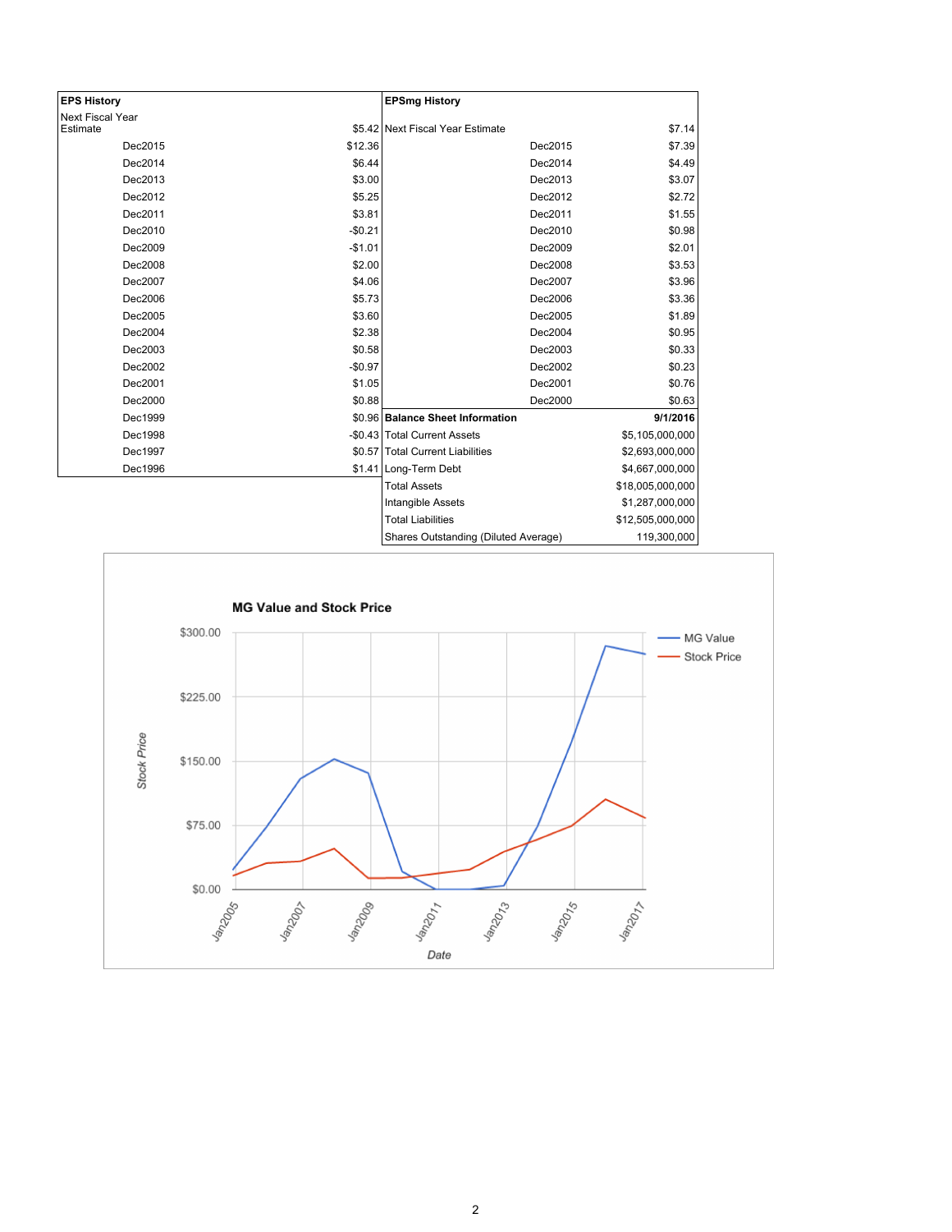| EPS History | |
|---|---|
| Next Fiscal Year Estimate | $5.42 |
| Dec2015 | $12.36 |
| Dec2014 | $6.44 |
| Dec2013 | $3.00 |
| Dec2012 | $5.25 |
| Dec2011 | $3.81 |
| Dec2010 | -$0.21 |
| Dec2009 | -$1.01 |
| Dec2008 | $2.00 |
| Dec2007 | $4.06 |
| Dec2006 | $5.73 |
| Dec2005 | $3.60 |
| Dec2004 | $2.38 |
| Dec2003 | $0.58 |
| Dec2002 | -$0.97 |
| Dec2001 | $1.05 |
| Dec2000 | $0.88 |
| Dec1999 | $0.96 |
| Dec1998 | -$0.43 |
| Dec1997 | $0.57 |
| Dec1996 | $1.41 |

| EPSmg History | |
|---|---|
| Next Fiscal Year Estimate | $7.14 |
| Dec2015 | $7.39 |
| Dec2014 | $4.49 |
| Dec2013 | $3.07 |
| Dec2012 | $2.72 |
| Dec2011 | $1.55 |
| Dec2010 | $0.98 |
| Dec2009 | $2.01 |
| Dec2008 | $3.53 |
| Dec2007 | $3.96 |
| Dec2006 | $3.36 |
| Dec2005 | $1.89 |
| Dec2004 | $0.95 |
| Dec2003 | $0.33 |
| Dec2002 | $0.23 |
| Dec2001 | $0.76 |
| Dec2000 | $0.63 |

| **Balance Sheet Information** | **9/1/2016** |
|---|---|
| Total Current Assets | $5,105,000,000 |
| Total Current Liabilities | $2,693,000,000 |
| Long-Term Debt | $4,667,000,000 |
| Total Assets | $18,005,000,000 |
| Intangible Assets | $1,287,000,000 |
| Total Liabilities | $12,505,000,000 |
| Shares Outstanding (Diluted Average) | 119,300,000 |

**MG Value and Stock Price**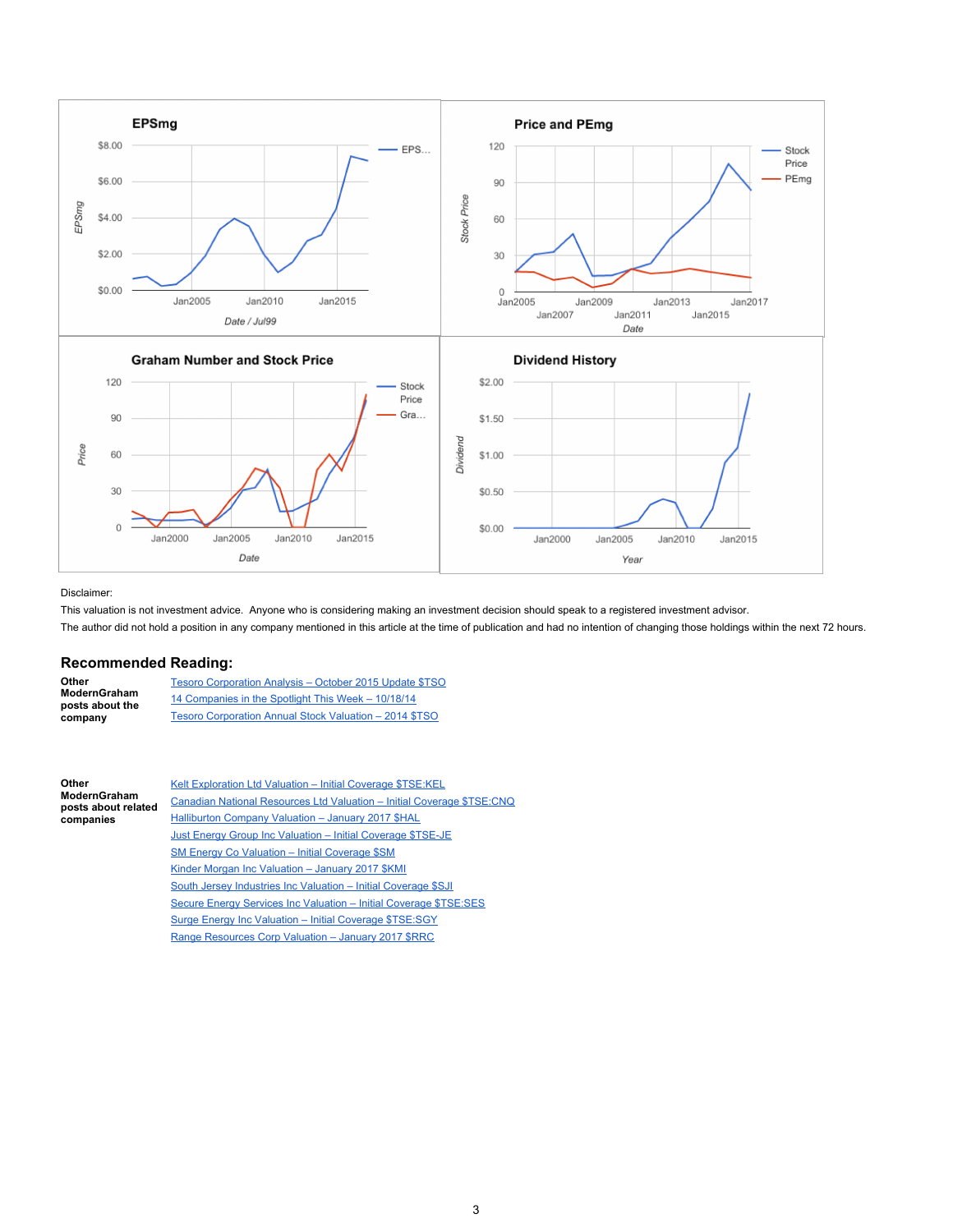EPSmg

$8.00
$6.00
$4.00
$2.00
$0.00

EPSmg

Jan2005 Jan2010 Jan2015

Date / Jul99

EPS...

Price and PEmg

120
90
60
30
0

Stock Price

Jan2005 Jan2007 Jan2009 Jan2011 Jan2013 Jan2015 Jan2017

Date

Stock Price
PEmg

Graham Number and Stock Price

120
90
60
30
0

Price

Jan2000 Jan2005 Jan2010 Jan2015

Date

Stock Price
Gra...

Dividend History

$2.00
$1.50
$1.00
$0.50
$0.00

Dividend

Jan2000 Jan2005 Jan2010 Jan2015

Year

Disclaimer:

This valuation is not investment advice. Anyone who is considering making an investment decision should speak to a registered investment advisor.

The author did not hold a position in any company mentioned in this article at the time of publication and had no intention of changing those holdings within the next 72 hours.

## Recommended Reading:

**Other ModernGraham posts about the company**

- Tesoro Corporation Analysis – October 2015 Update $TSO
- 14 Companies in the Spotlight This Week – 10/18/14
- Tesoro Corporation Annual Stock Valuation – 2014 $TSO

**Other ModernGraham posts about related companies**

- Kelt Exploration Ltd Valuation – Initial Coverage $TSE:KEL
- Canadian National Resources Ltd Valuation – Initial Coverage $TSE:CNQ
- Halliburton Company Valuation – January 2017 $HAL
- Just Energy Group Inc Valuation – Initial Coverage $TSE-JE
- SM Energy Co Valuation – Initial Coverage $SM
- Kinder Morgan Inc Valuation – January 2017 $KMI
- South Jersey Industries Inc Valuation – Initial Coverage $SJI
- Secure Energy Services Inc Valuation – Initial Coverage $TSE:SES
- Surge Energy Inc Valuation – Initial Coverage $TSE:SGY
- Range Resources Corp Valuation – January 2017 $RRC